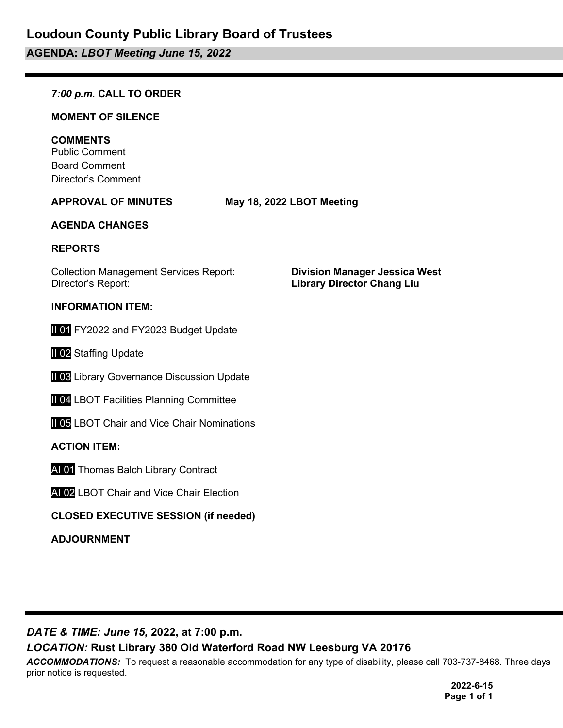# Loudoun County Public Library Board of Trustees

## AGENDA: *LBOT Meeting June 15, 2022*

***7:00 p.m.*** **CALL TO ORDER**

**MOMENT OF SILENCE**

**COMMENTS**
Public Comment
Board Comment
Director's Comment

**APPROVAL OF MINUTES** **May 18, 2022 LBOT Meeting**

**AGENDA CHANGES**

**REPORTS**

Collection Management Services Report: **Division Manager Jessica West**
Director's Report: **Library Director Chang Liu**

**INFORMATION ITEM:**

II 01 FY2022 and FY2023 Budget Update

II 02 Staffing Update

II 03 Library Governance Discussion Update

II 04 LBOT Facilities Planning Committee

II 05 LBOT Chair and Vice Chair Nominations

**ACTION ITEM:**

AI 01 Thomas Balch Library Contract

AI 02 LBOT Chair and Vice Chair Election

**CLOSED EXECUTIVE SESSION (if needed)**

**ADJOURNMENT**

***DATE & TIME: June 15,*** **2022, at 7:00 p.m.**

***LOCATION:*** **Rust Library 380 Old Waterford Road NW Leesburg VA 20176**

***ACCOMMODATIONS:*** To request a reasonable accommodation for any type of disability, please call 703-737-8468. Three days prior notice is requested.

**2022-6-15**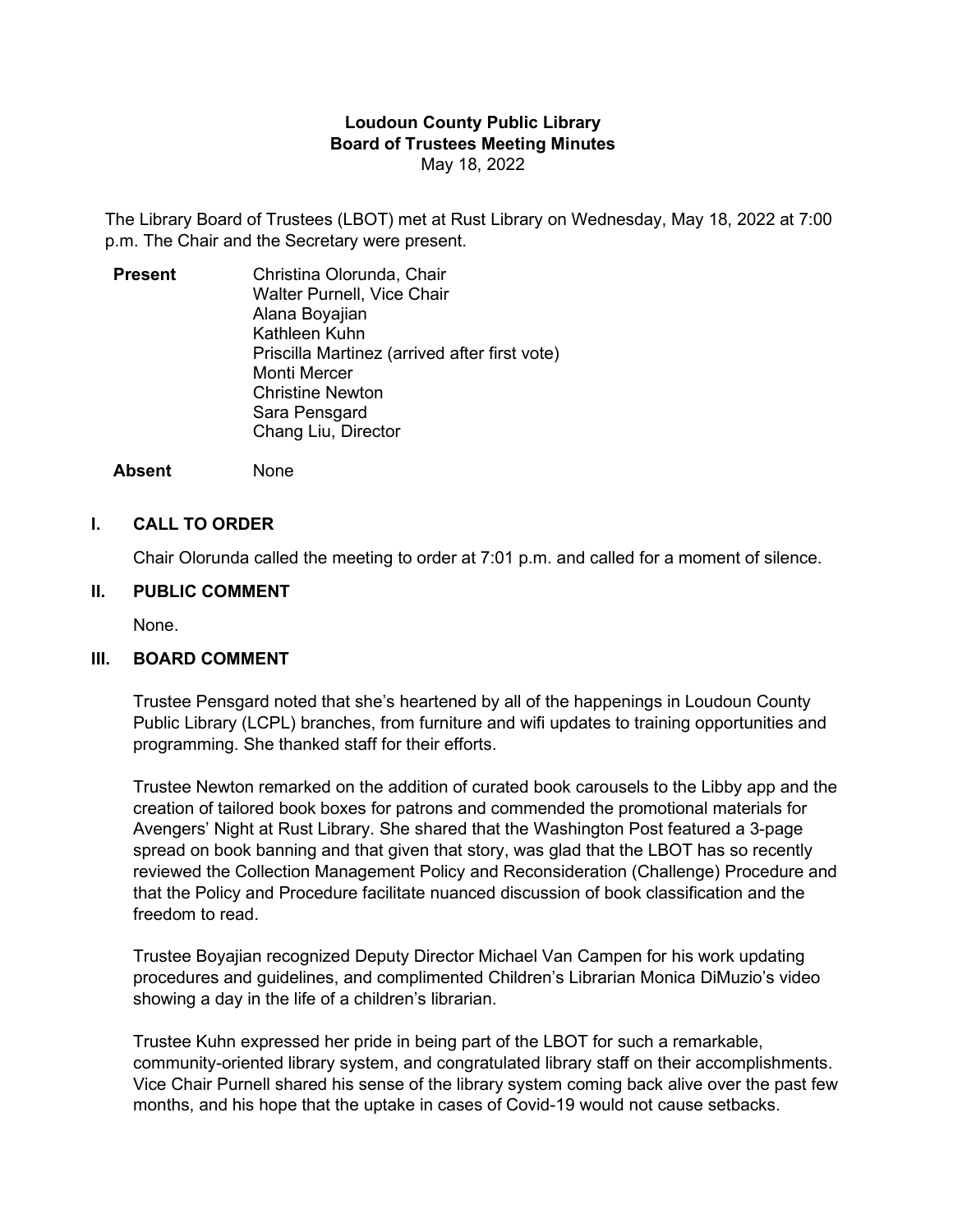# Loudoun County Public Library
## Board of Trustees Meeting Minutes
May 18, 2022

The Library Board of Trustees (LBOT) met at Rust Library on Wednesday, May 18, 2022 at 7:00 p.m. The Chair and the Secretary were present.

| **Present** | Christina Olorunda, Chair |
| --- | --- |
| | Walter Purnell, Vice Chair |
| | Alana Boyajian |
| | Kathleen Kuhn |
| | Priscilla Martinez (arrived after first vote) |
| | Monti Mercer |
| | Christine Newton |
| | Sara Pensgard |
| | Chang Liu, Director |
| **Absent** | None |

## I. CALL TO ORDER

Chair Olorunda called the meeting to order at 7:01 p.m. and called for a moment of silence.

## II. PUBLIC COMMENT

None.

## III. BOARD COMMENT

Trustee Pensgard noted that she's heartened by all of the happenings in Loudoun County Public Library (LCPL) branches, from furniture and wifi updates to training opportunities and programming. She thanked staff for their efforts.

Trustee Newton remarked on the addition of curated book carousels to the Libby app and the creation of tailored book boxes for patrons and commended the promotional materials for Avengers' Night at Rust Library. She shared that the Washington Post featured a 3-page spread on book banning and that given that story, was glad that the LBOT has so recently reviewed the Collection Management Policy and Reconsideration (Challenge) Procedure and that the Policy and Procedure facilitate nuanced discussion of book classification and the freedom to read.

Trustee Boyajian recognized Deputy Director Michael Van Campen for his work updating procedures and guidelines, and complimented Children's Librarian Monica DiMuzio's video showing a day in the life of a children's librarian.

Trustee Kuhn expressed her pride in being part of the LBOT for such a remarkable, community-oriented library system, and congratulated library staff on their accomplishments. Vice Chair Purnell shared his sense of the library system coming back alive over the past few months, and his hope that the uptake in cases of Covid-19 would not cause setbacks.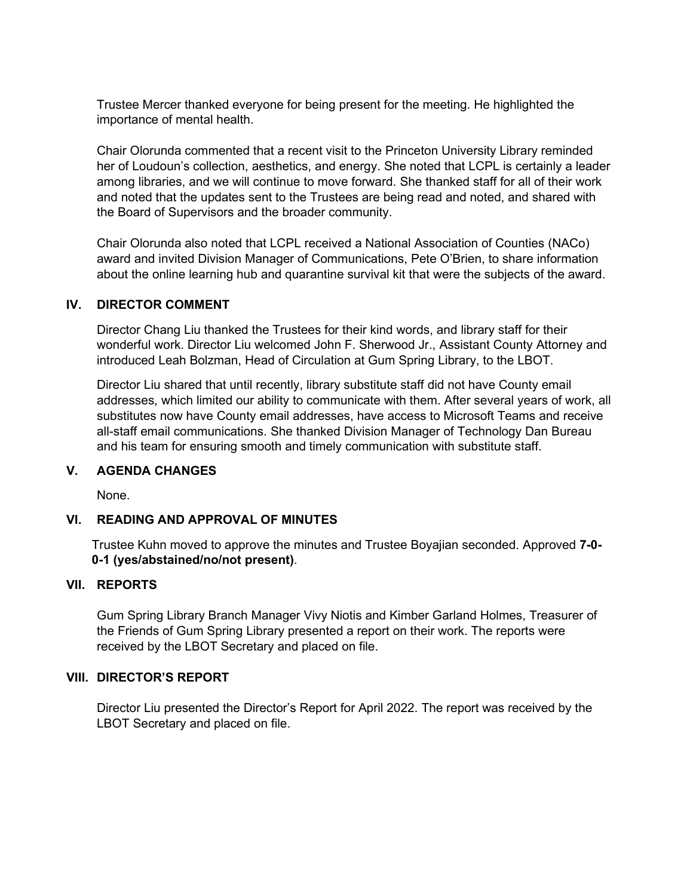Trustee Mercer thanked everyone for being present for the meeting. He highlighted the importance of mental health.

Chair Olorunda commented that a recent visit to the Princeton University Library reminded her of Loudoun's collection, aesthetics, and energy. She noted that LCPL is certainly a leader among libraries, and we will continue to move forward. She thanked staff for all of their work and noted that the updates sent to the Trustees are being read and noted, and shared with the Board of Supervisors and the broader community.

Chair Olorunda also noted that LCPL received a National Association of Counties (NACo) award and invited Division Manager of Communications, Pete O'Brien, to share information about the online learning hub and quarantine survival kit that were the subjects of the award.

## IV. DIRECTOR COMMENT

Director Chang Liu thanked the Trustees for their kind words, and library staff for their wonderful work. Director Liu welcomed John F. Sherwood Jr., Assistant County Attorney and introduced Leah Bolzman, Head of Circulation at Gum Spring Library, to the LBOT.

Director Liu shared that until recently, library substitute staff did not have County email addresses, which limited our ability to communicate with them. After several years of work, all substitutes now have County email addresses, have access to Microsoft Teams and receive all-staff email communications. She thanked Division Manager of Technology Dan Bureau and his team for ensuring smooth and timely communication with substitute staff.

## V. AGENDA CHANGES

None.

## VI. READING AND APPROVAL OF MINUTES

Trustee Kuhn moved to approve the minutes and Trustee Boyajian seconded. Approved **7-0-0-1 (yes/abstained/no/not present)**.

## VII. REPORTS

Gum Spring Library Branch Manager Vivy Niotis and Kimber Garland Holmes, Treasurer of the Friends of Gum Spring Library presented a report on their work. The reports were received by the LBOT Secretary and placed on file.

## VIII. DIRECTOR'S REPORT

Director Liu presented the Director's Report for April 2022. The report was received by the LBOT Secretary and placed on file.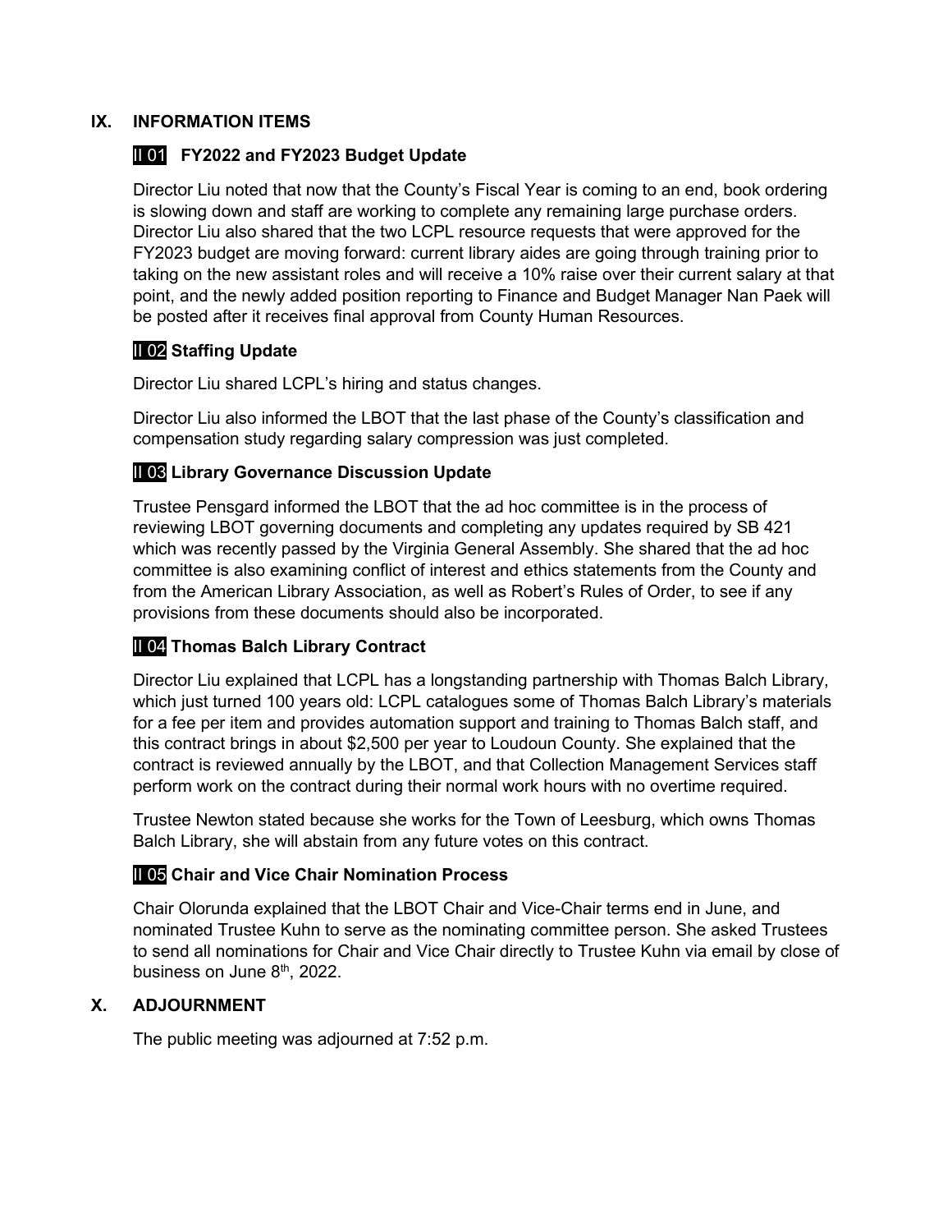## IX. INFORMATION ITEMS

### II 01 FY2022 and FY2023 Budget Update

Director Liu noted that now that the County's Fiscal Year is coming to an end, book ordering is slowing down and staff are working to complete any remaining large purchase orders. Director Liu also shared that the two LCPL resource requests that were approved for the FY2023 budget are moving forward: current library aides are going through training prior to taking on the new assistant roles and will receive a 10% raise over their current salary at that point, and the newly added position reporting to Finance and Budget Manager Nan Paek will be posted after it receives final approval from County Human Resources.

### II 02 Staffing Update

Director Liu shared LCPL's hiring and status changes.

Director Liu also informed the LBOT that the last phase of the County's classification and compensation study regarding salary compression was just completed.

### II 03 Library Governance Discussion Update

Trustee Pensgard informed the LBOT that the ad hoc committee is in the process of reviewing LBOT governing documents and completing any updates required by SB 421 which was recently passed by the Virginia General Assembly. She shared that the ad hoc committee is also examining conflict of interest and ethics statements from the County and from the American Library Association, as well as Robert's Rules of Order, to see if any provisions from these documents should also be incorporated.

### II 04 Thomas Balch Library Contract

Director Liu explained that LCPL has a longstanding partnership with Thomas Balch Library, which just turned 100 years old: LCPL catalogues some of Thomas Balch Library's materials for a fee per item and provides automation support and training to Thomas Balch staff, and this contract brings in about $2,500 per year to Loudoun County. She explained that the contract is reviewed annually by the LBOT, and that Collection Management Services staff perform work on the contract during their normal work hours with no overtime required.

Trustee Newton stated because she works for the Town of Leesburg, which owns Thomas Balch Library, she will abstain from any future votes on this contract.

### II 05 Chair and Vice Chair Nomination Process

Chair Olorunda explained that the LBOT Chair and Vice-Chair terms end in June, and nominated Trustee Kuhn to serve as the nominating committee person. She asked Trustees to send all nominations for Chair and Vice Chair directly to Trustee Kuhn via email by close of business on June 8th, 2022.

## X. ADJOURNMENT

The public meeting was adjourned at 7:52 p.m.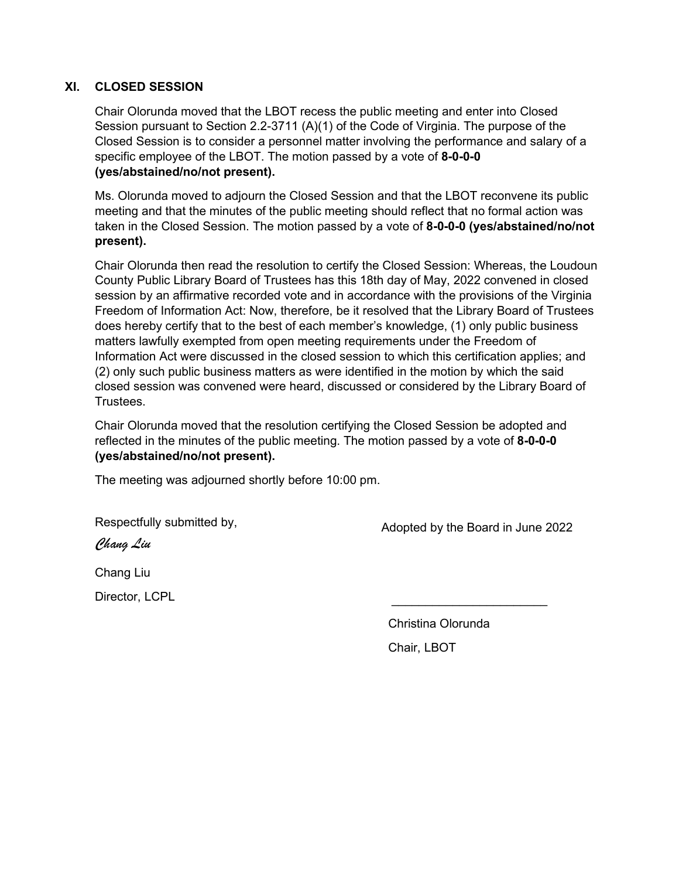## XI. CLOSED SESSION

Chair Olorunda moved that the LBOT recess the public meeting and enter into Closed Session pursuant to Section 2.2-3711 (A)(1) of the Code of Virginia. The purpose of the Closed Session is to consider a personnel matter involving the performance and salary of a specific employee of the LBOT. The motion passed by a vote of **8-0-0-0 (yes/abstained/no/not present).**

Ms. Olorunda moved to adjourn the Closed Session and that the LBOT reconvene its public meeting and that the minutes of the public meeting should reflect that no formal action was taken in the Closed Session. The motion passed by a vote of **8-0-0-0 (yes/abstained/no/not present).**

Chair Olorunda then read the resolution to certify the Closed Session: Whereas, the Loudoun County Public Library Board of Trustees has this 18th day of May, 2022 convened in closed session by an affirmative recorded vote and in accordance with the provisions of the Virginia Freedom of Information Act: Now, therefore, be it resolved that the Library Board of Trustees does hereby certify that to the best of each member's knowledge, (1) only public business matters lawfully exempted from open meeting requirements under the Freedom of Information Act were discussed in the closed session to which this certification applies; and (2) only such public business matters as were identified in the motion by which the said closed session was convened were heard, discussed or considered by the Library Board of Trustees.

Chair Olorunda moved that the resolution certifying the Closed Session be adopted and reflected in the minutes of the public meeting. The motion passed by a vote of **8-0-0-0 (yes/abstained/no/not present).**

The meeting was adjourned shortly before 10:00 pm.

Respectfully submitted by,

*Chang Liu*

Chang Liu

Director, LCPL

Adopted by the Board in June 2022

_______________________

Christina Olorunda

Chair, LBOT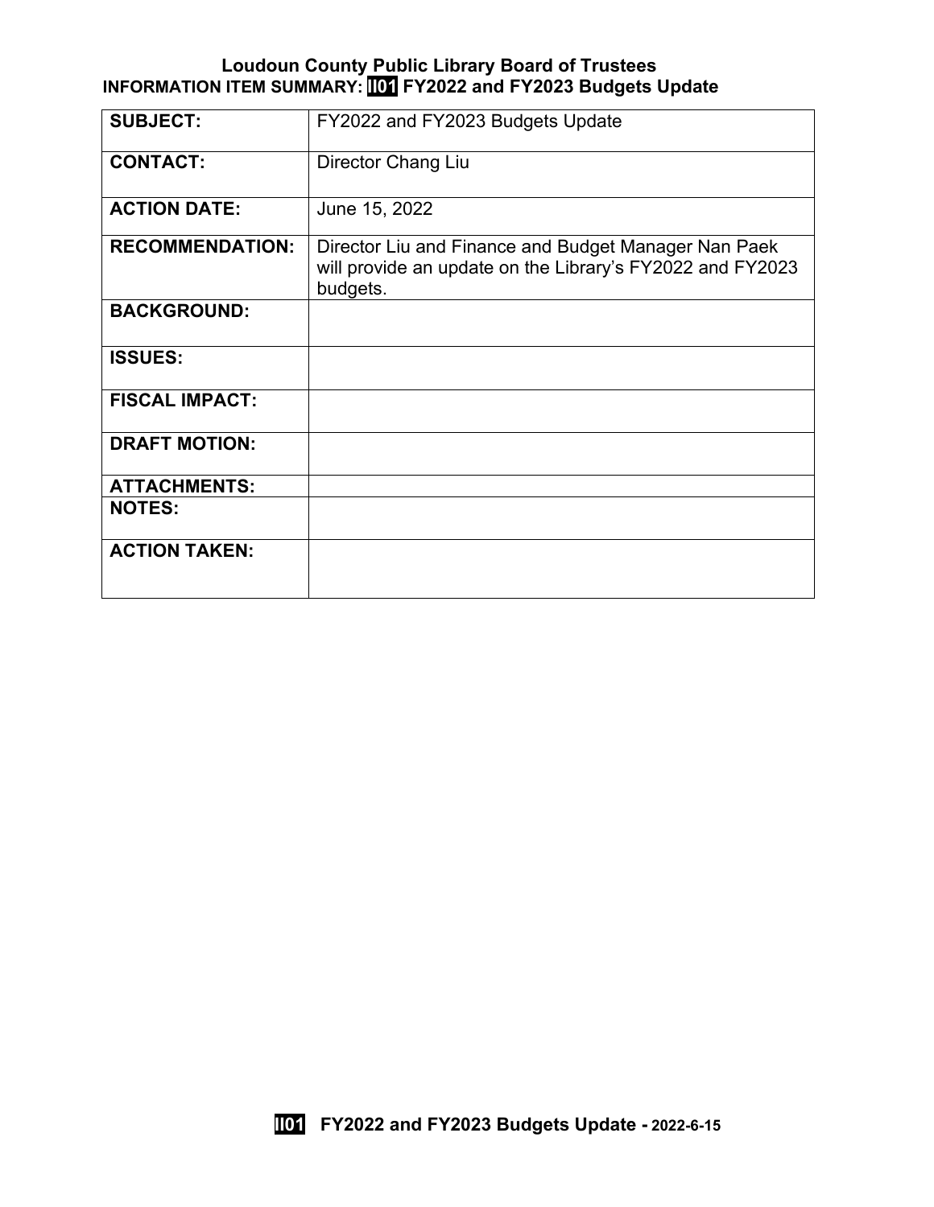# Loudoun County Public Library Board of Trustees

## INFORMATION ITEM SUMMARY: II01 FY2022 and FY2023 Budgets Update

| | |
|---|---|
| **SUBJECT:** | FY2022 and FY2023 Budgets Update |
| **CONTACT:** | Director Chang Liu |
| **ACTION DATE:** | June 15, 2022 |
| **RECOMMENDATION:** | Director Liu and Finance and Budget Manager Nan Paek will provide an update on the Library's FY2022 and FY2023 budgets. |
| **BACKGROUND:** | |
| **ISSUES:** | |
| **FISCAL IMPACT:** | |
| **DRAFT MOTION:** | |
| **ATTACHMENTS:** | |
| **NOTES:** | |
| **ACTION TAKEN:** | |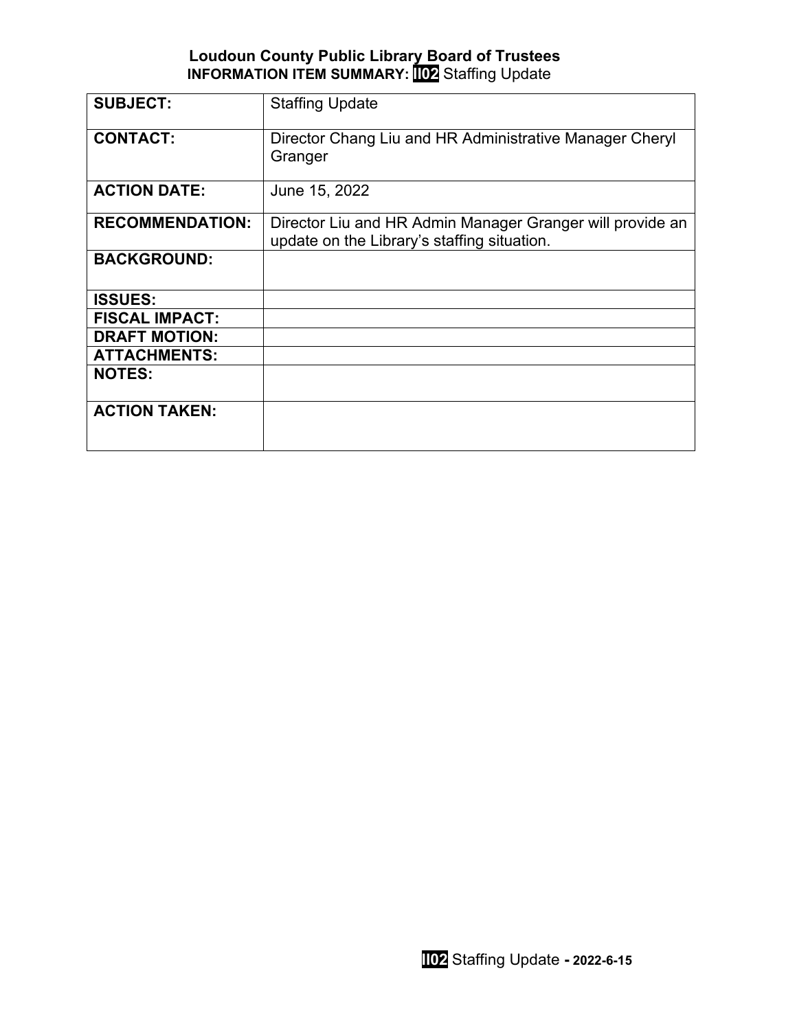**Loudoun County Public Library Board of Trustees**
**INFORMATION ITEM SUMMARY: II02** Staffing Update

| | |
|---|---|
| **SUBJECT:** | Staffing Update |
| **CONTACT:** | Director Chang Liu and HR Administrative Manager Cheryl Granger |
| **ACTION DATE:** | June 15, 2022 |
| **RECOMMENDATION:** | Director Liu and HR Admin Manager Granger will provide an update on the Library's staffing situation. |
| **BACKGROUND:** | |
| **ISSUES:** | |
| **FISCAL IMPACT:** | |
| **DRAFT MOTION:** | |
| **ATTACHMENTS:** | |
| **NOTES:** | |
| **ACTION TAKEN:** | |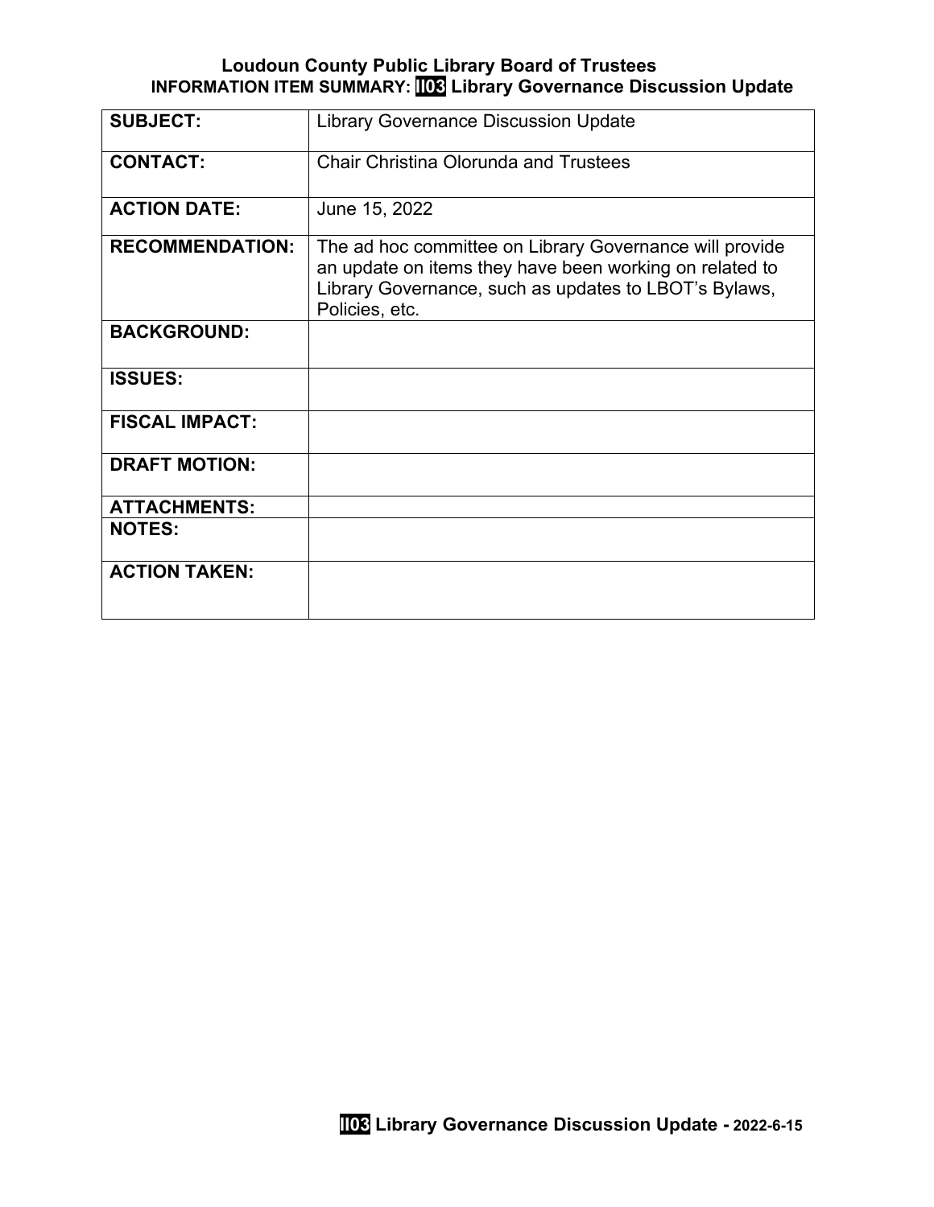**Loudoun County Public Library Board of Trustees**
**INFORMATION ITEM SUMMARY: II03 Library Governance Discussion Update**

| | |
|---|---|
| **SUBJECT:** | Library Governance Discussion Update |
| **CONTACT:** | Chair Christina Olorunda and Trustees |
| **ACTION DATE:** | June 15, 2022 |
| **RECOMMENDATION:** | The ad hoc committee on Library Governance will provide an update on items they have been working on related to Library Governance, such as updates to LBOT's Bylaws, Policies, etc. |
| **BACKGROUND:** | |
| **ISSUES:** | |
| **FISCAL IMPACT:** | |
| **DRAFT MOTION:** | |
| **ATTACHMENTS:** | |
| **NOTES:** | |
| **ACTION TAKEN:** | |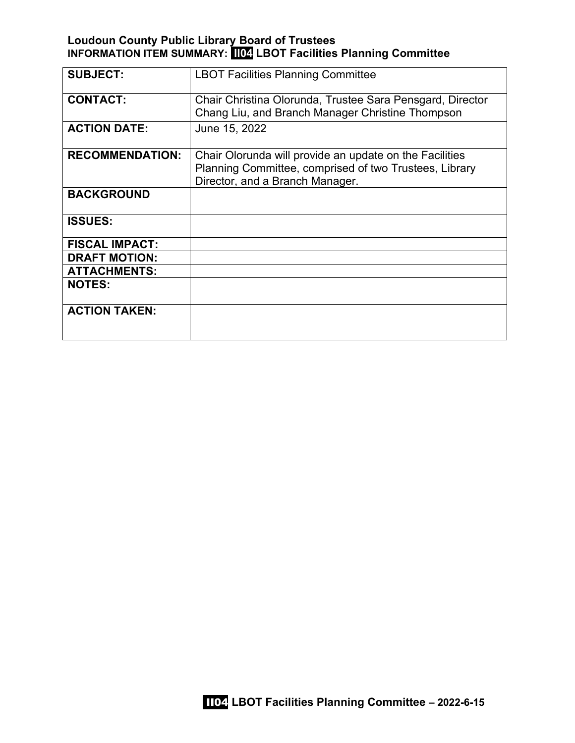**Loudoun County Public Library Board of Trustees**
**INFORMATION ITEM SUMMARY: II04 LBOT Facilities Planning Committee**

| | |
|---|---|
| **SUBJECT:** | LBOT Facilities Planning Committee |
| **CONTACT:** | Chair Christina Olorunda, Trustee Sara Pensgard, Director Chang Liu, and Branch Manager Christine Thompson |
| **ACTION DATE:** | June 15, 2022 |
| **RECOMMENDATION:** | Chair Olorunda will provide an update on the Facilities Planning Committee, comprised of two Trustees, Library Director, and a Branch Manager. |
| **BACKGROUND** | |
| **ISSUES:** | |
| **FISCAL IMPACT:** | |
| **DRAFT MOTION:** | |
| **ATTACHMENTS:** | |
| **NOTES:** | |
| **ACTION TAKEN:** | |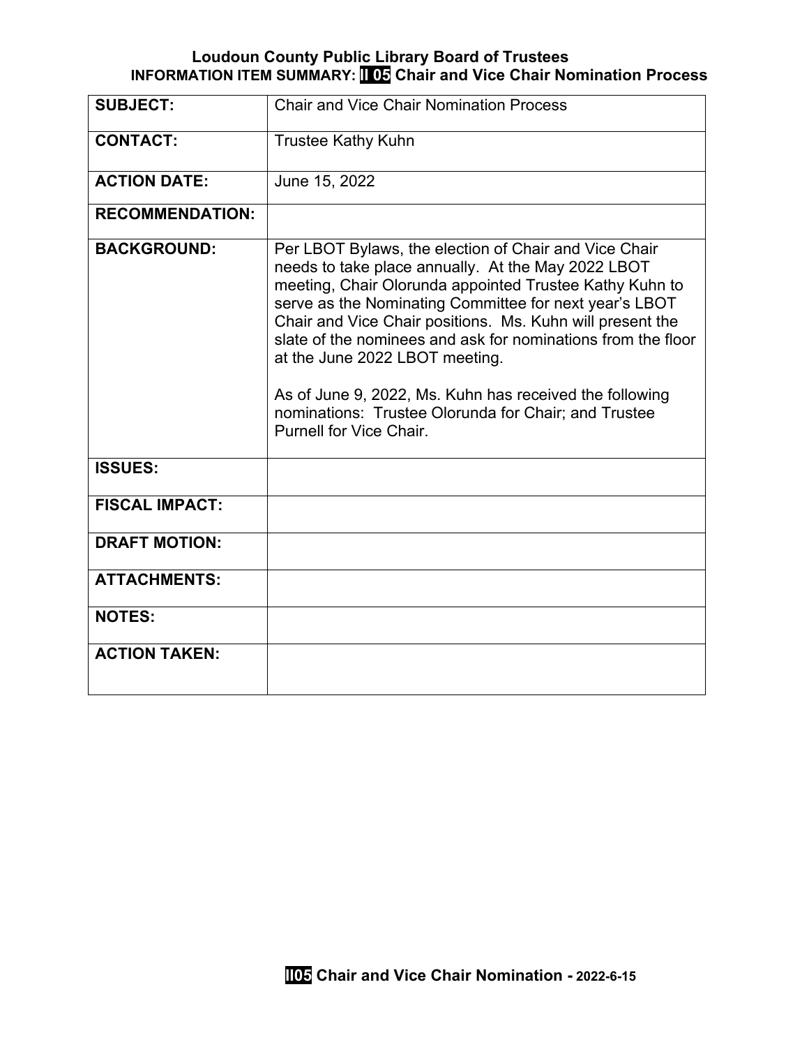**Loudoun County Public Library Board of Trustees**
**INFORMATION ITEM SUMMARY: II 05 Chair and Vice Chair Nomination Process**

| | |
|---|---|
| **SUBJECT:** | Chair and Vice Chair Nomination Process |
| **CONTACT:** | Trustee Kathy Kuhn |
| **ACTION DATE:** | June 15, 2022 |
| **RECOMMENDATION:** | |
| **BACKGROUND:** | Per LBOT Bylaws, the election of Chair and Vice Chair needs to take place annually. At the May 2022 LBOT meeting, Chair Olorunda appointed Trustee Kathy Kuhn to serve as the Nominating Committee for next year's LBOT Chair and Vice Chair positions. Ms. Kuhn will present the slate of the nominees and ask for nominations from the floor at the June 2022 LBOT meeting.<br><br>As of June 9, 2022, Ms. Kuhn has received the following nominations: Trustee Olorunda for Chair; and Trustee Purnell for Vice Chair. |
| **ISSUES:** | |
| **FISCAL IMPACT:** | |
| **DRAFT MOTION:** | |
| **ATTACHMENTS:** | |
| **NOTES:** | |
| **ACTION TAKEN:** | |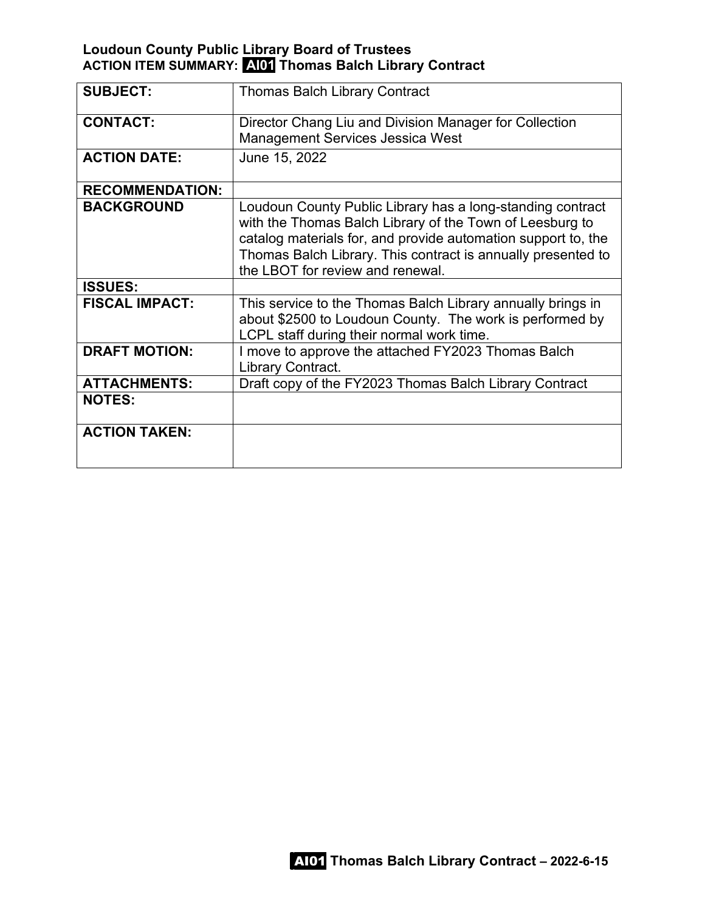**Loudoun County Public Library Board of Trustees**
**ACTION ITEM SUMMARY: AI01 Thomas Balch Library Contract**

| **SUBJECT:** | Thomas Balch Library Contract |
|---|---|
| **CONTACT:** | Director Chang Liu and Division Manager for Collection Management Services Jessica West |
| **ACTION DATE:** | June 15, 2022 |
| **RECOMMENDATION:** | |
| **BACKGROUND** | Loudoun County Public Library has a long-standing contract with the Thomas Balch Library of the Town of Leesburg to catalog materials for, and provide automation support to, the Thomas Balch Library. This contract is annually presented to the LBOT for review and renewal. |
| **ISSUES:** | |
| **FISCAL IMPACT:** | This service to the Thomas Balch Library annually brings in about $2500 to Loudoun County. The work is performed by LCPL staff during their normal work time. |
| **DRAFT MOTION:** | I move to approve the attached FY2023 Thomas Balch Library Contract. |
| **ATTACHMENTS:** | Draft copy of the FY2023 Thomas Balch Library Contract |
| **NOTES:** | |
| **ACTION TAKEN:** | |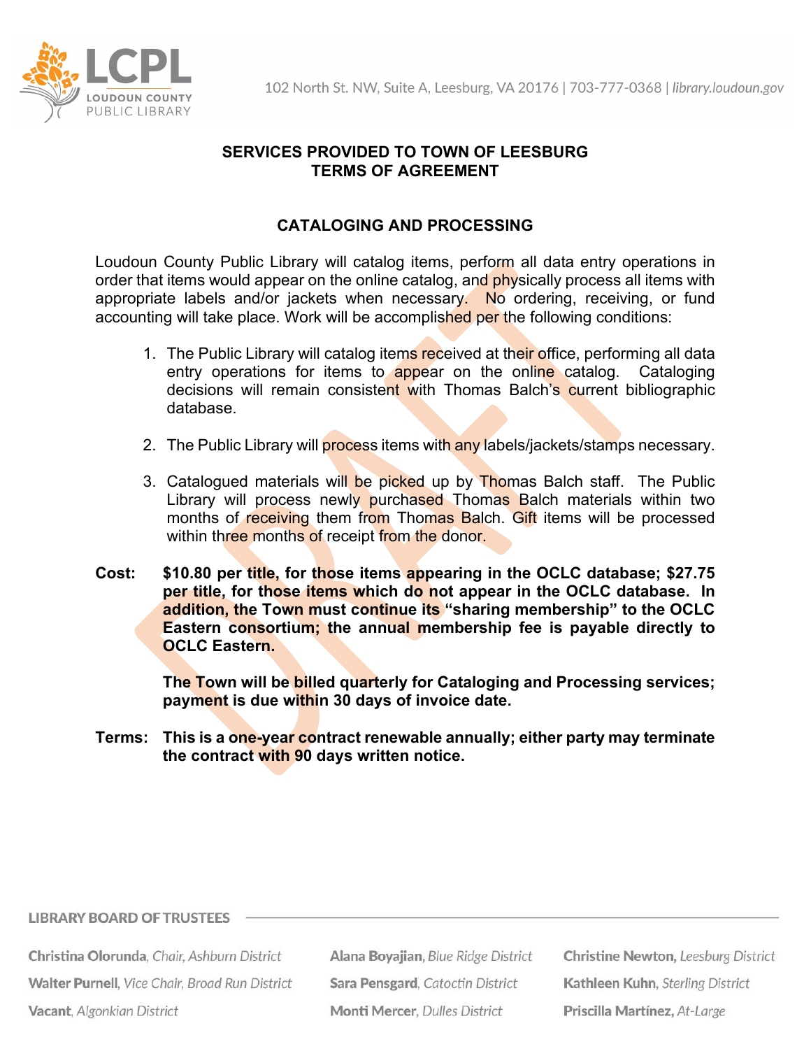LCPL
LOUDOUN COUNTY
PUBLIC LIBRARY

102 North St. NW, Suite A, Leesburg, VA 20176 | 703-777-0368 | *library.loudoun.gov*

## SERVICES PROVIDED TO TOWN OF LEESBURG
## TERMS OF AGREEMENT

### CATALOGING AND PROCESSING

Loudoun County Public Library will catalog items, perform all data entry operations in order that items would appear on the online catalog, and physically process all items with appropriate labels and/or jackets when necessary. No ordering, receiving, or fund accounting will take place. Work will be accomplished per the following conditions:

1. The Public Library will catalog items received at their office, performing all data entry operations for items to appear on the online catalog. Cataloging decisions will remain consistent with Thomas Balch's current bibliographic database.

2. The Public Library will process items with any labels/jackets/stamps necessary.

3. Catalogued materials will be picked up by Thomas Balch staff. The Public Library will process newly purchased Thomas Balch materials within two months of receiving them from Thomas Balch. Gift items will be processed within three months of receipt from the donor.

**Cost:** **$10.80 per title, for those items appearing in the OCLC database; $27.75 per title, for those items which do not appear in the OCLC database. In addition, the Town must continue its "sharing membership" to the OCLC Eastern consortium; the annual membership fee is payable directly to OCLC Eastern.**

**The Town will be billed quarterly for Cataloging and Processing services; payment is due within 30 days of invoice date.**

**Terms:** **This is a one-year contract renewable annually; either party may terminate the contract with 90 days written notice.**

DRAFT

LIBRARY BOARD OF TRUSTEES

**Christina Olorunda**, *Chair, Ashburn District*
**Walter Purnell**, *Vice Chair, Broad Run District*
**Vacant**, *Algonkian District*
**Alana Boyajian**, *Blue Ridge District*
**Sara Pensgard**, *Catoctin District*
**Monti Mercer**, *Dulles District*
**Christine Newton**, *Leesburg District*
**Kathleen Kuhn**, *Sterling District*
**Priscilla Martínez**, *At-Large*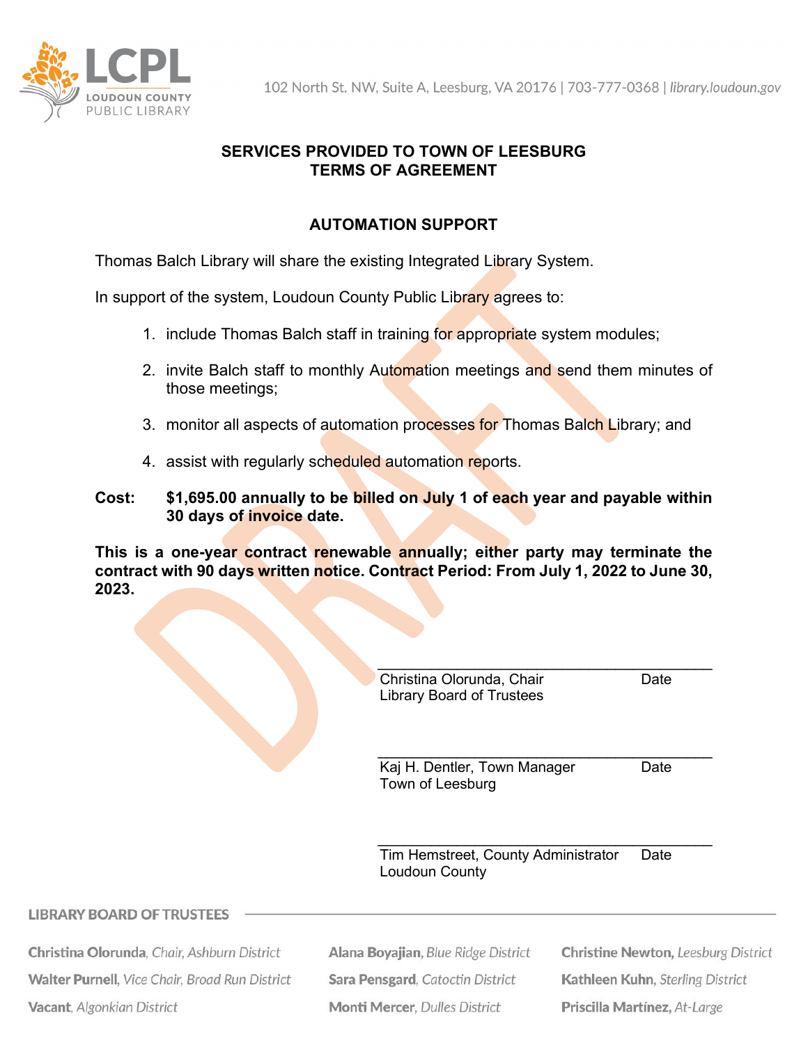## SERVICES PROVIDED TO TOWN OF LEESBURG
## TERMS OF AGREEMENT

### AUTOMATION SUPPORT

Thomas Balch Library will share the existing Integrated Library System.

In support of the system, Loudoun County Public Library agrees to:

1. include Thomas Balch staff in training for appropriate system modules;
2. invite Balch staff to monthly Automation meetings and send them minutes of those meetings;
3. monitor all aspects of automation processes for Thomas Balch Library; and
4. assist with regularly scheduled automation reports.

**Cost: $1,695.00 annually to be billed on July 1 of each year and payable within 30 days of invoice date.**

**This is a one-year contract renewable annually; either party may terminate the contract with 90 days written notice. Contract Period: From July 1, 2022 to June 30, 2023.**

\_\_\_\_\_\_\_\_\_\_\_\_\_\_\_\_\_\_\_\_\_\_\_\_\_\_\_\_\_\_\_\_\_\_\_\_\_\_\_\_
Christina Olorunda, Chair Date
Library Board of Trustees

\_\_\_\_\_\_\_\_\_\_\_\_\_\_\_\_\_\_\_\_\_\_\_\_\_\_\_\_\_\_\_\_\_\_\_\_\_\_\_\_
Kaj H. Dentler, Town Manager Date
Town of Leesburg

\_\_\_\_\_\_\_\_\_\_\_\_\_\_\_\_\_\_\_\_\_\_\_\_\_\_\_\_\_\_\_\_\_\_\_\_\_\_\_\_
Tim Hemstreet, County Administrator Date
Loudoun County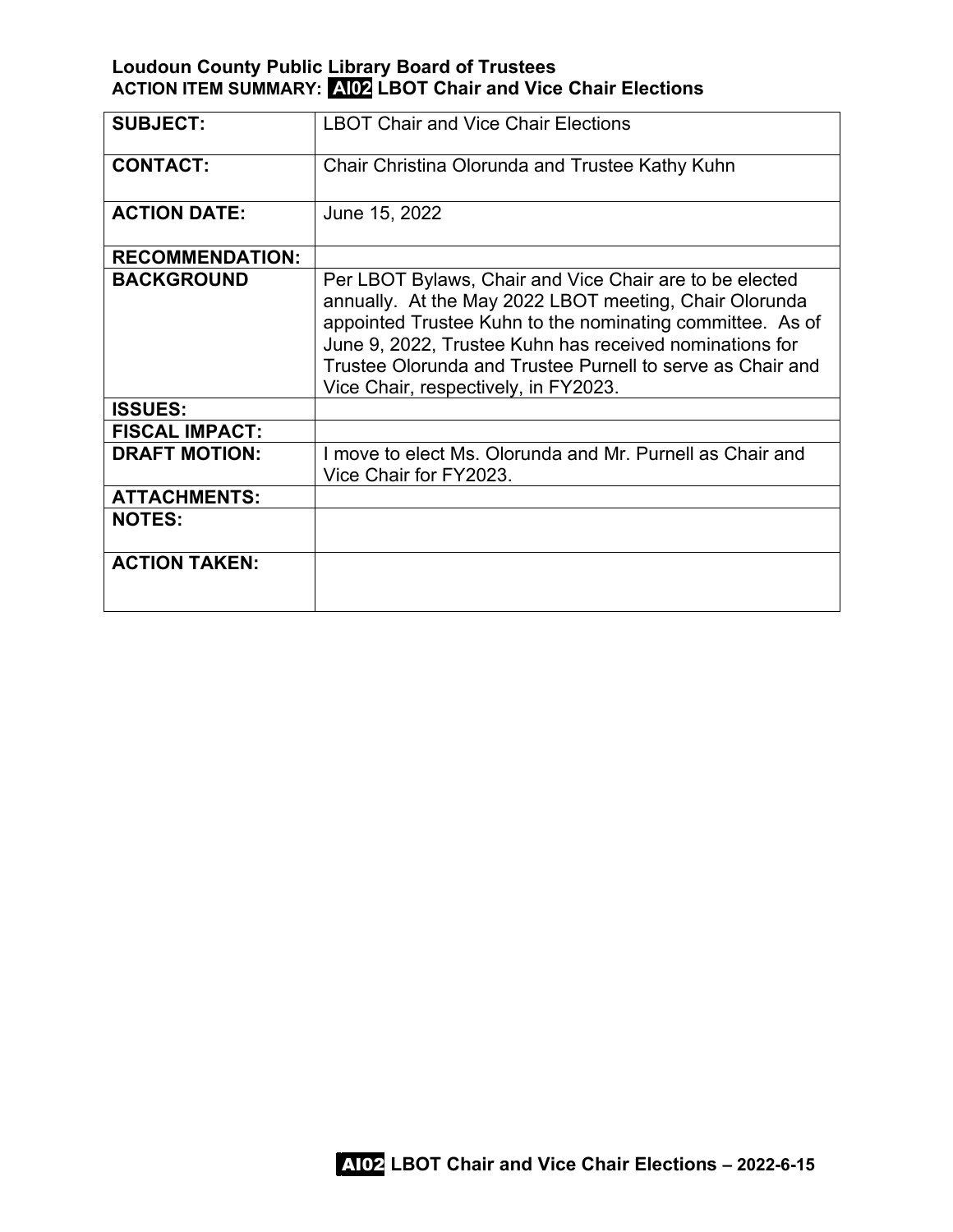**Loudoun County Public Library Board of Trustees**
**ACTION ITEM SUMMARY: AI02 LBOT Chair and Vice Chair Elections**

| | |
|---|---|
| **SUBJECT:** | LBOT Chair and Vice Chair Elections |
| **CONTACT:** | Chair Christina Olorunda and Trustee Kathy Kuhn |
| **ACTION DATE:** | June 15, 2022 |
| **RECOMMENDATION:** | |
| **BACKGROUND** | Per LBOT Bylaws, Chair and Vice Chair are to be elected annually. At the May 2022 LBOT meeting, Chair Olorunda appointed Trustee Kuhn to the nominating committee. As of June 9, 2022, Trustee Kuhn has received nominations for Trustee Olorunda and Trustee Purnell to serve as Chair and Vice Chair, respectively, in FY2023. |
| **ISSUES:** | |
| **FISCAL IMPACT:** | |
| **DRAFT MOTION:** | I move to elect Ms. Olorunda and Mr. Purnell as Chair and Vice Chair for FY2023. |
| **ATTACHMENTS:** | |
| **NOTES:** | |
| **ACTION TAKEN:** | |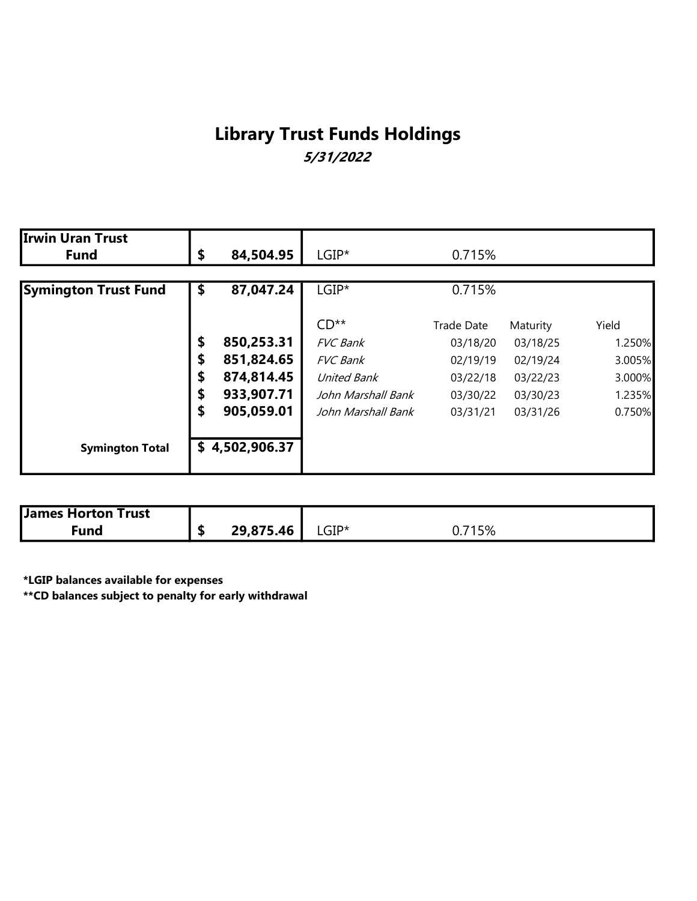# Library Trust Funds Holdings

***5/31/2022***

| Fund | Amount | Investment | | | |
|---|---|---|---|---|---|
| **Irwin Uran Trust Fund** | **$ 84,504.95** | LGIP* | 0.715% | | |

| Fund | Amount | Investment | Trade Date | Maturity | Yield |
|---|---|---|---|---|---|
| **Symington Trust Fund** | **$ 87,047.24** | LGIP* | 0.715% | | |
| | | CD** | Trade Date | Maturity | Yield |
| | **$ 850,253.31** | *FVC Bank* | 03/18/20 | 03/18/25 | 1.250% |
| | **$ 851,824.65** | *FVC Bank* | 02/19/19 | 02/19/24 | 3.005% |
| | **$ 874,814.45** | *United Bank* | 03/22/18 | 03/22/23 | 3.000% |
| | **$ 933,907.71** | *John Marshall Bank* | 03/30/22 | 03/30/23 | 1.235% |
| | **$ 905,059.01** | *John Marshall Bank* | 03/31/21 | 03/31/26 | 0.750% |
| **Symington Total** | **$ 4,502,906.37** | | | | |

| Fund | Amount | Investment | | | |
|---|---|---|---|---|---|
| **James Horton Trust Fund** | **$ 29,875.46** | LGIP* | 0.715% | | |

**\*LGIP balances available for expenses**

**\*\*CD balances subject to penalty for early withdrawal**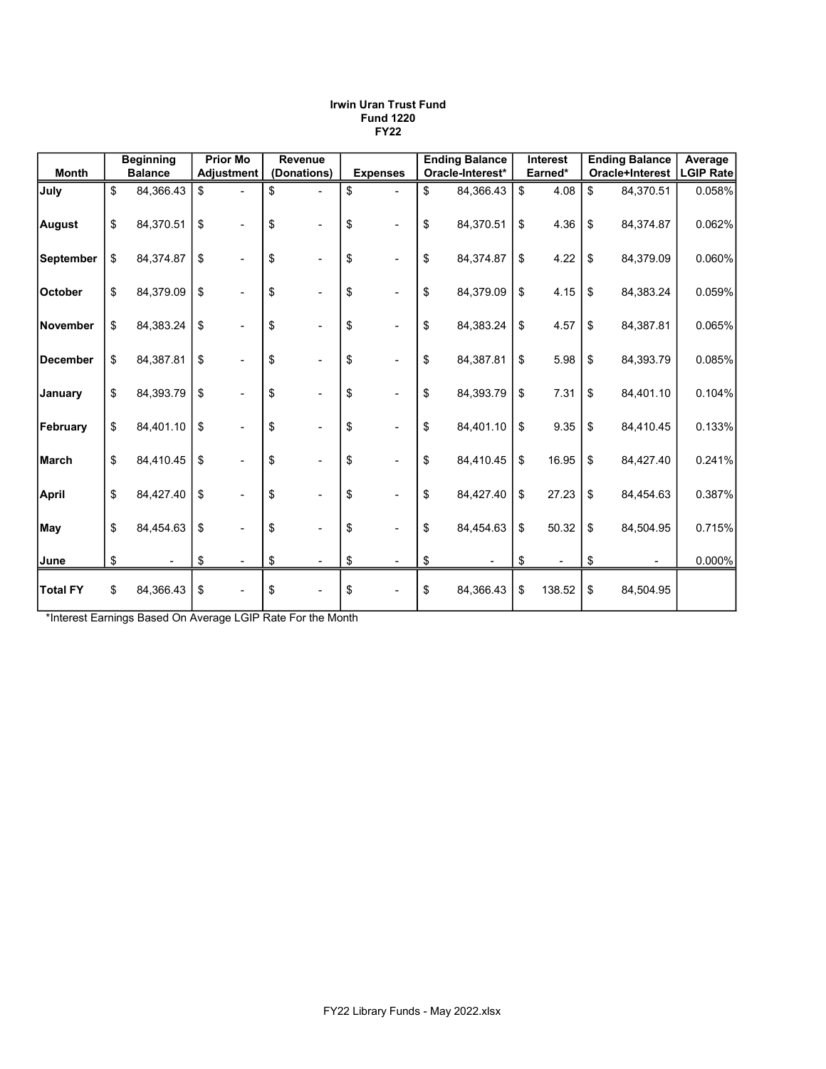**Irwin Uran Trust Fund**
**Fund 1220**
**FY22**

| Month | Beginning Balance | Prior Mo Adjustment | Revenue (Donations) | Expenses | Ending Balance Oracle-Interest* | Interest Earned* | Ending Balance Oracle+Interest | Average LGIP Rate |
|---|---|---|---|---|---|---|---|---|
| **July** | $ 84,366.43 | $ - | $ - | $ - | $ 84,366.43 | $ 4.08 | $ 84,370.51 | 0.058% |
| **August** | $ 84,370.51 | $ - | $ - | $ - | $ 84,370.51 | $ 4.36 | $ 84,374.87 | 0.062% |
| **September** | $ 84,374.87 | $ - | $ - | $ - | $ 84,374.87 | $ 4.22 | $ 84,379.09 | 0.060% |
| **October** | $ 84,379.09 | $ - | $ - | $ - | $ 84,379.09 | $ 4.15 | $ 84,383.24 | 0.059% |
| **November** | $ 84,383.24 | $ - | $ - | $ - | $ 84,383.24 | $ 4.57 | $ 84,387.81 | 0.065% |
| **December** | $ 84,387.81 | $ - | $ - | $ - | $ 84,387.81 | $ 5.98 | $ 84,393.79 | 0.085% |
| **January** | $ 84,393.79 | $ - | $ - | $ - | $ 84,393.79 | $ 7.31 | $ 84,401.10 | 0.104% |
| **February** | $ 84,401.10 | $ - | $ - | $ - | $ 84,401.10 | $ 9.35 | $ 84,410.45 | 0.133% |
| **March** | $ 84,410.45 | $ - | $ - | $ - | $ 84,410.45 | $ 16.95 | $ 84,427.40 | 0.241% |
| **April** | $ 84,427.40 | $ - | $ - | $ - | $ 84,427.40 | $ 27.23 | $ 84,454.63 | 0.387% |
| **May** | $ 84,454.63 | $ - | $ - | $ - | $ 84,454.63 | $ 50.32 | $ 84,504.95 | 0.715% |
| **June** | $ - | $ - | $ - | $ - | $ - | $ - | $ - | 0.000% |
| **Total FY** | $ 84,366.43 | $ - | $ - | $ - | $ 84,366.43 | $ 138.52 | $ 84,504.95 | |

*Interest Earnings Based On Average LGIP Rate For the Month

FY22 Library Funds - May 2022.xlsx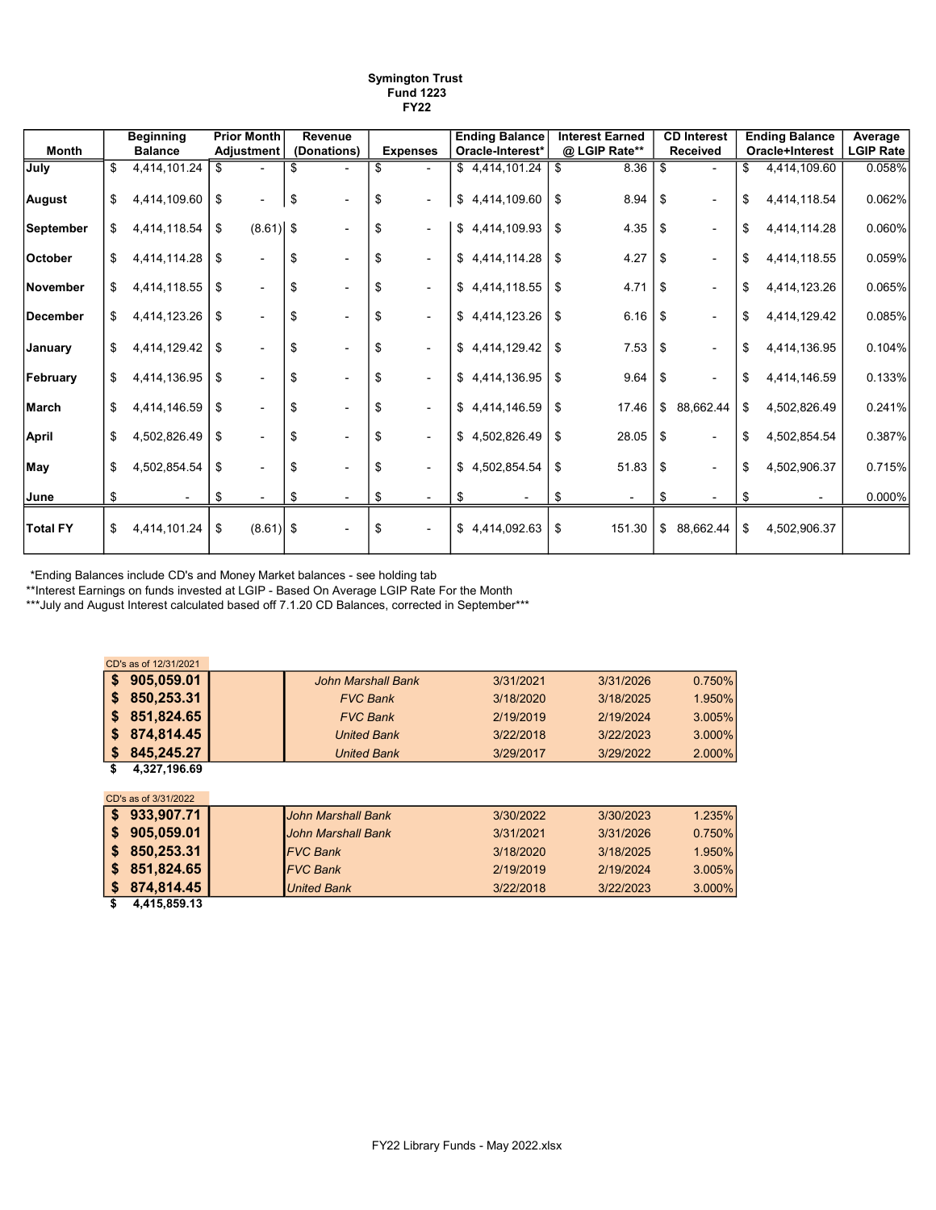**Symington Trust**
**Fund 1223**
**FY22**

| Month | Beginning Balance | Prior Month Adjustment | Revenue (Donations) | Expenses | Ending Balance Oracle-Interest* | Interest Earned @ LGIP Rate** | CD Interest Received | Ending Balance Oracle+Interest | Average LGIP Rate |
|---|---|---|---|---|---|---|---|---|---|
| July | $ 4,414,101.24 | $ - | $ - | $ - | $ 4,414,101.24 | $ 8.36 | $ - | $ 4,414,109.60 | 0.058% |
| August | $ 4,414,109.60 | $ - | $ - | $ - | $ 4,414,109.60 | $ 8.94 | $ - | $ 4,414,118.54 | 0.062% |
| September | $ 4,414,118.54 | $ (8.61) | $ - | $ - | $ 4,414,109.93 | $ 4.35 | $ - | $ 4,414,114.28 | 0.060% |
| October | $ 4,414,114.28 | $ - | $ - | $ - | $ 4,414,114.28 | $ 4.27 | $ - | $ 4,414,118.55 | 0.059% |
| November | $ 4,414,118.55 | $ - | $ - | $ - | $ 4,414,118.55 | $ 4.71 | $ - | $ 4,414,123.26 | 0.065% |
| December | $ 4,414,123.26 | $ - | $ - | $ - | $ 4,414,123.26 | $ 6.16 | $ - | $ 4,414,129.42 | 0.085% |
| January | $ 4,414,129.42 | $ - | $ - | $ - | $ 4,414,129.42 | $ 7.53 | $ - | $ 4,414,136.95 | 0.104% |
| February | $ 4,414,136.95 | $ - | $ - | $ - | $ 4,414,136.95 | $ 9.64 | $ - | $ 4,414,146.59 | 0.133% |
| March | $ 4,414,146.59 | $ - | $ - | $ - | $ 4,414,146.59 | $ 17.46 | $ 88,662.44 | $ 4,502,826.49 | 0.241% |
| April | $ 4,502,826.49 | $ - | $ - | $ - | $ 4,502,826.49 | $ 28.05 | $ - | $ 4,502,854.54 | 0.387% |
| May | $ 4,502,854.54 | $ - | $ - | $ - | $ 4,502,854.54 | $ 51.83 | $ - | $ 4,502,906.37 | 0.715% |
| June | $ - | $ - | $ - | $ - | $ - | $ - | $ - | $ - | 0.000% |
| Total FY | $ 4,414,101.24 | $ (8.61) | $ - | $ - | $ 4,414,092.63 | $ 151.30 | $ 88,662.44 | $ 4,502,906.37 | |

*Ending Balances include CD's and Money Market balances - see holding tab
**Interest Earnings on funds invested at LGIP - Based On Average LGIP Rate For the Month
***July and August Interest calculated based off 7.1.20 CD Balances, corrected in September***

CD's as of 12/31/2021

| Amount | | Bank | Start Date | Maturity Date | Rate |
|---|---|---|---|---|---|
| **$ 905,059.01** | | *John Marshall Bank* | 3/31/2021 | 3/31/2026 | 0.750% |
| **$ 850,253.31** | | *FVC Bank* | 3/18/2020 | 3/18/2025 | 1.950% |
| **$ 851,824.65** | | *FVC Bank* | 2/19/2019 | 2/19/2024 | 3.005% |
| **$ 874,814.45** | | *United Bank* | 3/22/2018 | 3/22/2023 | 3.000% |
| **$ 845,245.27** | | *United Bank* | 3/29/2017 | 3/29/2022 | 2.000% |
| **$ 4,327,196.69** | | | | | |

CD's as of 3/31/2022

| Amount | | Bank | Start Date | Maturity Date | Rate |
|---|---|---|---|---|---|
| **$ 933,907.71** | | *John Marshall Bank* | 3/30/2022 | 3/30/2023 | 1.235% |
| **$ 905,059.01** | | *John Marshall Bank* | 3/31/2021 | 3/31/2026 | 0.750% |
| **$ 850,253.31** | | *FVC Bank* | 3/18/2020 | 3/18/2025 | 1.950% |
| **$ 851,824.65** | | *FVC Bank* | 2/19/2019 | 2/19/2024 | 3.005% |
| **$ 874,814.45** | | *United Bank* | 3/22/2018 | 3/22/2023 | 3.000% |
| **$ 4,415,859.13** | | | | | |

FY22 Library Funds - May 2022.xlsx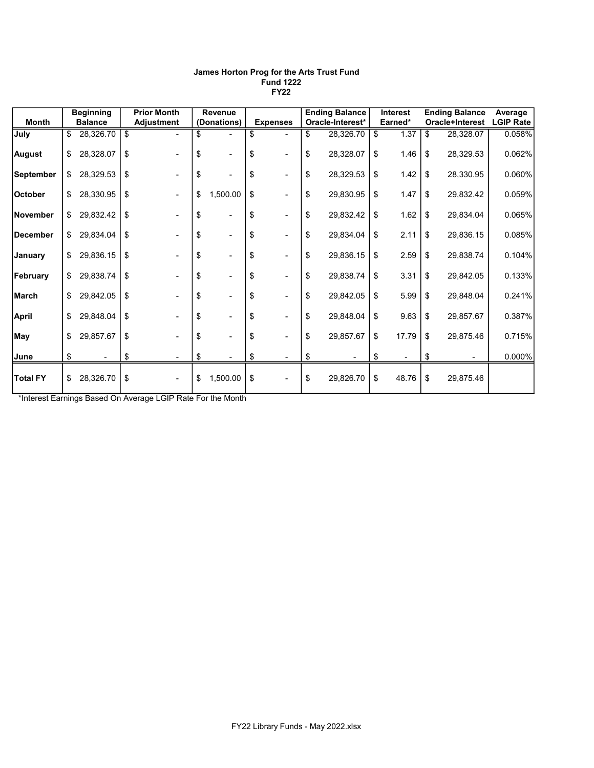**James Horton Prog for the Arts Trust Fund**
**Fund 1222**
**FY22**

| Month | Beginning Balance | Prior Month Adjustment | Revenue (Donations) | Expenses | Ending Balance Oracle-Interest* | Interest Earned* | Ending Balance Oracle+Interest | Average LGIP Rate |
|---|---|---|---|---|---|---|---|---|
| **July** | $ 28,326.70 | $ - | $ - | $ - | $ 28,326.70 | $ 1.37 | $ 28,328.07 | 0.058% |
| **August** | $ 28,328.07 | $ - | $ - | $ - | $ 28,328.07 | $ 1.46 | $ 28,329.53 | 0.062% |
| **September** | $ 28,329.53 | $ - | $ - | $ - | $ 28,329.53 | $ 1.42 | $ 28,330.95 | 0.060% |
| **October** | $ 28,330.95 | $ - | $ 1,500.00 | $ - | $ 29,830.95 | $ 1.47 | $ 29,832.42 | 0.059% |
| **November** | $ 29,832.42 | $ - | $ - | $ - | $ 29,832.42 | $ 1.62 | $ 29,834.04 | 0.065% |
| **December** | $ 29,834.04 | $ - | $ - | $ - | $ 29,834.04 | $ 2.11 | $ 29,836.15 | 0.085% |
| **January** | $ 29,836.15 | $ - | $ - | $ - | $ 29,836.15 | $ 2.59 | $ 29,838.74 | 0.104% |
| **February** | $ 29,838.74 | $ - | $ - | $ - | $ 29,838.74 | $ 3.31 | $ 29,842.05 | 0.133% |
| **March** | $ 29,842.05 | $ - | $ - | $ - | $ 29,842.05 | $ 5.99 | $ 29,848.04 | 0.241% |
| **April** | $ 29,848.04 | $ - | $ - | $ - | $ 29,848.04 | $ 9.63 | $ 29,857.67 | 0.387% |
| **May** | $ 29,857.67 | $ - | $ - | $ - | $ 29,857.67 | $ 17.79 | $ 29,875.46 | 0.715% |
| **June** | $ - | $ - | $ - | $ - | $ - | $ - | $ - | 0.000% |
| **Total FY** | $ 28,326.70 | $ - | $ 1,500.00 | $ - | $ 29,826.70 | $ 48.76 | $ 29,875.46 | |

*Interest Earnings Based On Average LGIP Rate For the Month

FY22 Library Funds - May 2022.xlsx